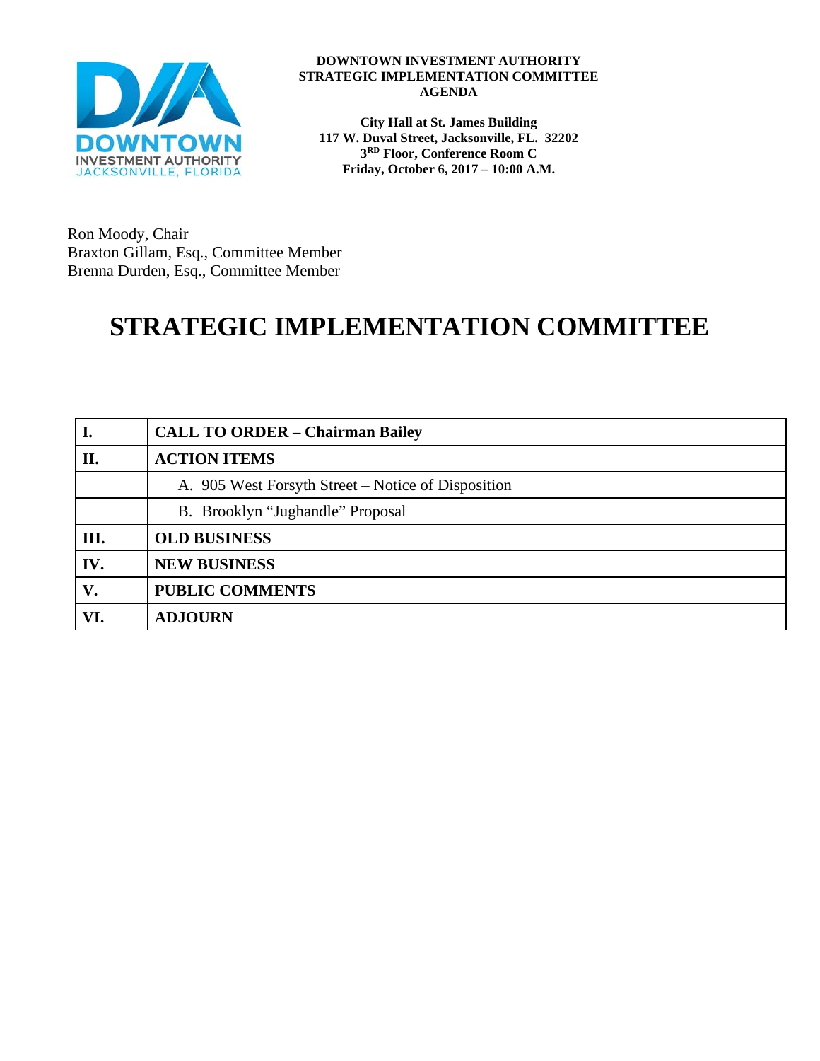**DOWNTOWN INVESTMENT AUTHORITY**
**STRATEGIC IMPLEMENTATION COMMITTEE**
**AGENDA**

**City Hall at St. James Building**
**117 W. Duval Street, Jacksonville, FL. 32202**
**3RD Floor, Conference Room C**
**Friday, October 6, 2017 – 10:00 A.M.**

Ron Moody, Chair
Braxton Gillam, Esq., Committee Member
Brenna Durden, Esq., Committee Member

# STRATEGIC IMPLEMENTATION COMMITTEE

| | |
|---|---|
| **I.** | **CALL TO ORDER – Chairman Bailey** |
| **II.** | **ACTION ITEMS** |
| | A. 905 West Forsyth Street – Notice of Disposition |
| | B. Brooklyn "Jughandle" Proposal |
| **III.** | **OLD BUSINESS** |
| **IV.** | **NEW BUSINESS** |
| **V.** | **PUBLIC COMMENTS** |
| **VI.** | **ADJOURN** |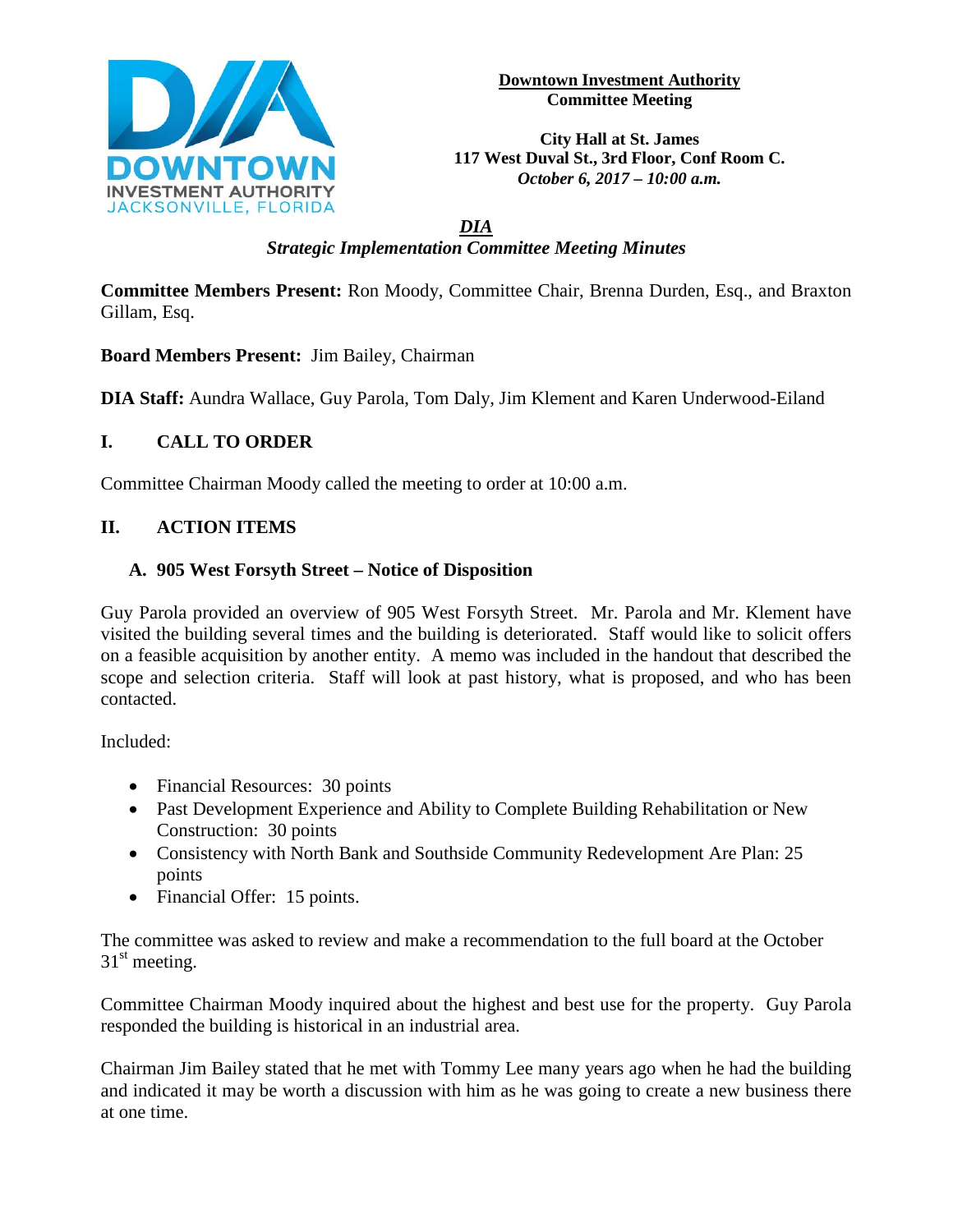**Downtown Investment Authority**
**Committee Meeting**

**City Hall at St. James**
**117 West Duval St., 3rd Floor, Conf Room C.**
***October 6, 2017 – 10:00 a.m.***

***DIA***
***Strategic Implementation Committee Meeting Minutes***

**Committee Members Present:** Ron Moody, Committee Chair, Brenna Durden, Esq., and Braxton Gillam, Esq.

**Board Members Present:** Jim Bailey, Chairman

**DIA Staff:** Aundra Wallace, Guy Parola, Tom Daly, Jim Klement and Karen Underwood-Eiland

## I. CALL TO ORDER

Committee Chairman Moody called the meeting to order at 10:00 a.m.

## II. ACTION ITEMS

### A. 905 West Forsyth Street – Notice of Disposition

Guy Parola provided an overview of 905 West Forsyth Street. Mr. Parola and Mr. Klement have visited the building several times and the building is deteriorated. Staff would like to solicit offers on a feasible acquisition by another entity. A memo was included in the handout that described the scope and selection criteria. Staff will look at past history, what is proposed, and who has been contacted.

Included:

- Financial Resources: 30 points
- Past Development Experience and Ability to Complete Building Rehabilitation or New Construction: 30 points
- Consistency with North Bank and Southside Community Redevelopment Are Plan: 25 points
- Financial Offer: 15 points.

The committee was asked to review and make a recommendation to the full board at the October 31st meeting.

Committee Chairman Moody inquired about the highest and best use for the property. Guy Parola responded the building is historical in an industrial area.

Chairman Jim Bailey stated that he met with Tommy Lee many years ago when he had the building and indicated it may be worth a discussion with him as he was going to create a new business there at one time.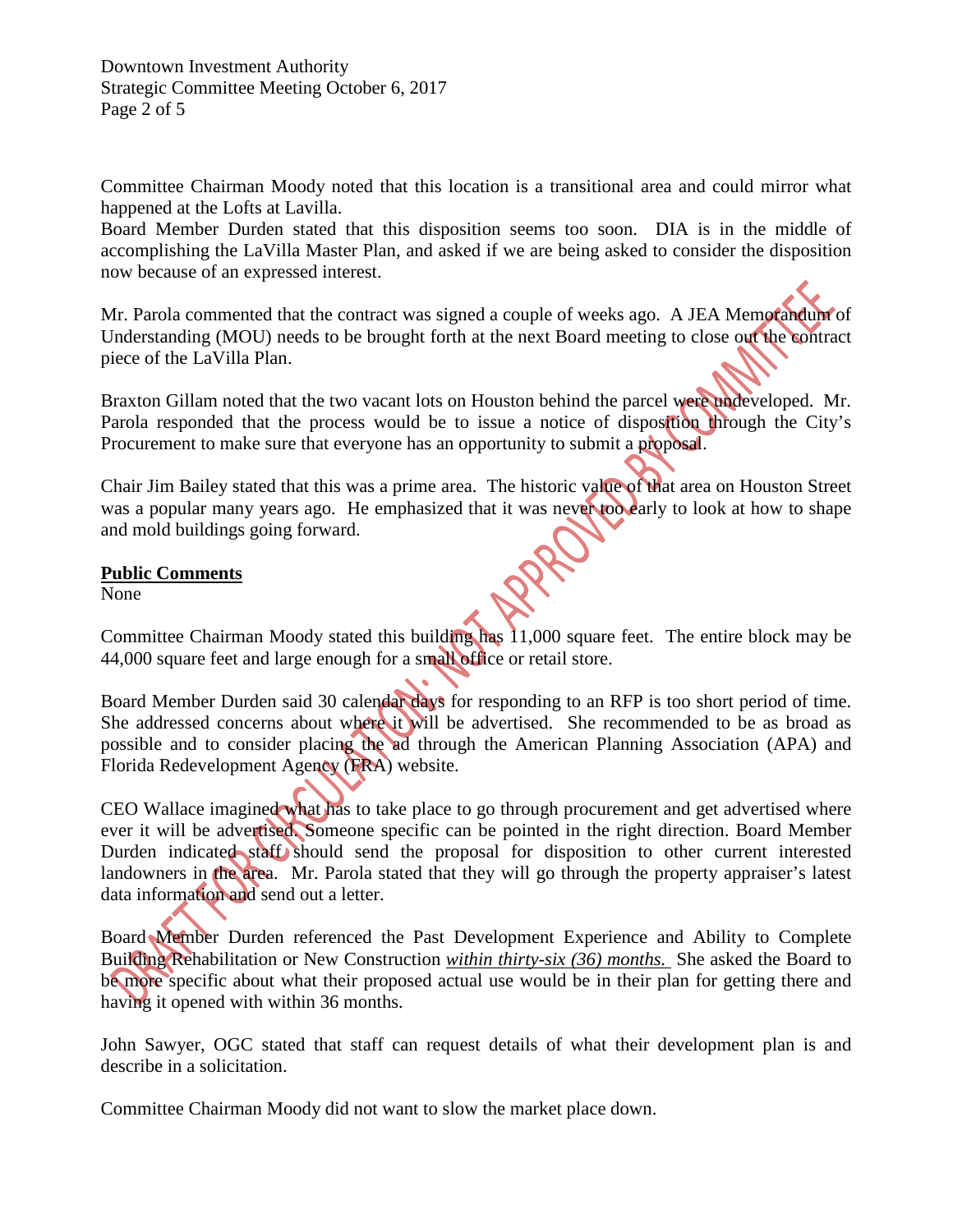Committee Chairman Moody noted that this location is a transitional area and could mirror what happened at the Lofts at Lavilla.

Board Member Durden stated that this disposition seems too soon. DIA is in the middle of accomplishing the LaVilla Master Plan, and asked if we are being asked to consider the disposition now because of an expressed interest.

Mr. Parola commented that the contract was signed a couple of weeks ago. A JEA Memorandum of Understanding (MOU) needs to be brought forth at the next Board meeting to close out the contract piece of the LaVilla Plan.

Braxton Gillam noted that the two vacant lots on Houston behind the parcel were undeveloped. Mr. Parola responded that the process would be to issue a notice of disposition through the City's Procurement to make sure that everyone has an opportunity to submit a proposal.

Chair Jim Bailey stated that this was a prime area. The historic value of that area on Houston Street was a popular many years ago. He emphasized that it was never too early to look at how to shape and mold buildings going forward.

**Public Comments**

None

Committee Chairman Moody stated this building has 11,000 square feet. The entire block may be 44,000 square feet and large enough for a small office or retail store.

Board Member Durden said 30 calendar days for responding to an RFP is too short period of time. She addressed concerns about where it will be advertised. She recommended to be as broad as possible and to consider placing the ad through the American Planning Association (APA) and Florida Redevelopment Agency (FRA) website.

CEO Wallace imagined what has to take place to go through procurement and get advertised where ever it will be advertised. Someone specific can be pointed in the right direction. Board Member Durden indicated staff should send the proposal for disposition to other current interested landowners in the area. Mr. Parola stated that they will go through the property appraiser's latest data information and send out a letter.

Board Member Durden referenced the Past Development Experience and Ability to Complete Building Rehabilitation or New Construction *within thirty-six (36) months.* She asked the Board to be more specific about what their proposed actual use would be in their plan for getting there and having it opened with within 36 months.

John Sawyer, OGC stated that staff can request details of what their development plan is and describe in a solicitation.

Committee Chairman Moody did not want to slow the market place down.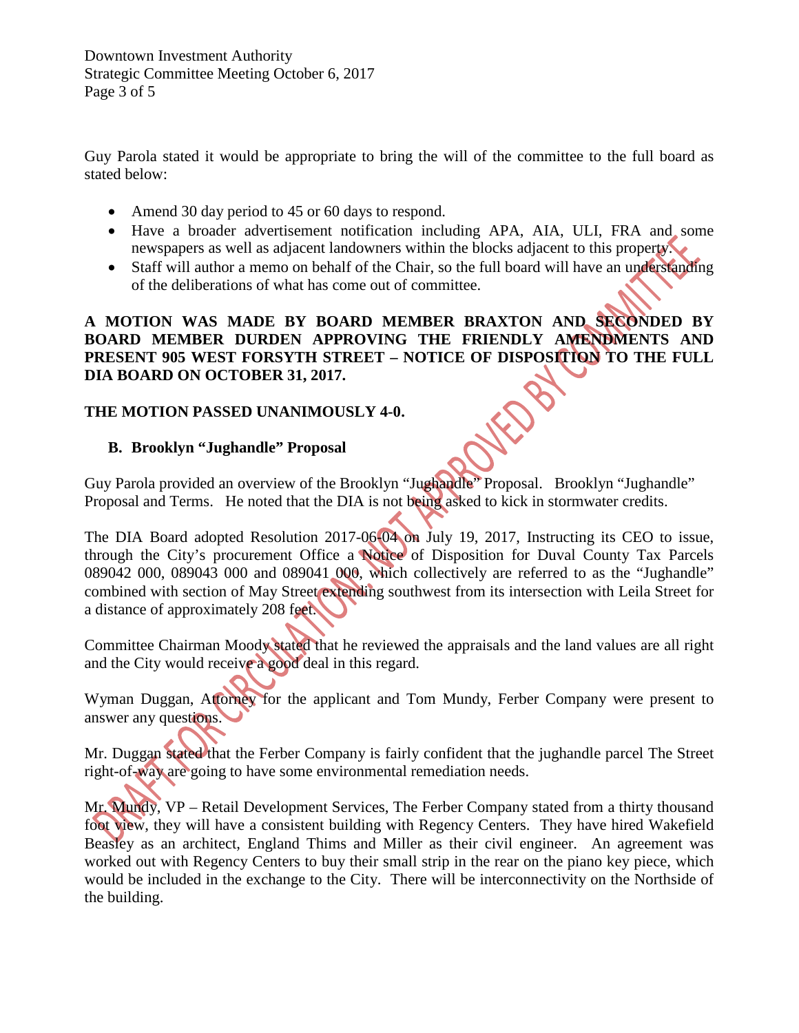Guy Parola stated it would be appropriate to bring the will of the committee to the full board as stated below:

- Amend 30 day period to 45 or 60 days to respond.
- Have a broader advertisement notification including APA, AIA, ULI, FRA and some newspapers as well as adjacent landowners within the blocks adjacent to this property.
- Staff will author a memo on behalf of the Chair, so the full board will have an understanding of the deliberations of what has come out of committee.

**A MOTION WAS MADE BY BOARD MEMBER BRAXTON AND SECONDED BY BOARD MEMBER DURDEN APPROVING THE FRIENDLY AMENDMENTS AND PRESENT 905 WEST FORSYTH STREET – NOTICE OF DISPOSITION TO THE FULL DIA BOARD ON OCTOBER 31, 2017.**

**THE MOTION PASSED UNANIMOUSLY 4-0.**

**B. Brooklyn "Jughandle" Proposal**

Guy Parola provided an overview of the Brooklyn "Jughandle" Proposal. Brooklyn "Jughandle" Proposal and Terms. He noted that the DIA is not being asked to kick in stormwater credits.

The DIA Board adopted Resolution 2017-06-04 on July 19, 2017, Instructing its CEO to issue, through the City's procurement Office a Notice of Disposition for Duval County Tax Parcels 089042 000, 089043 000 and 089041 000, which collectively are referred to as the "Jughandle" combined with section of May Street extending southwest from its intersection with Leila Street for a distance of approximately 208 feet.

Committee Chairman Moody stated that he reviewed the appraisals and the land values are all right and the City would receive a good deal in this regard.

Wyman Duggan, Attorney for the applicant and Tom Mundy, Ferber Company were present to answer any questions.

Mr. Duggan stated that the Ferber Company is fairly confident that the jughandle parcel The Street right-of-way are going to have some environmental remediation needs.

Mr. Mundy, VP – Retail Development Services, The Ferber Company stated from a thirty thousand foot view, they will have a consistent building with Regency Centers. They have hired Wakefield Beasley as an architect, England Thims and Miller as their civil engineer. An agreement was worked out with Regency Centers to buy their small strip in the rear on the piano key piece, which would be included in the exchange to the City. There will be interconnectivity on the Northside of the building.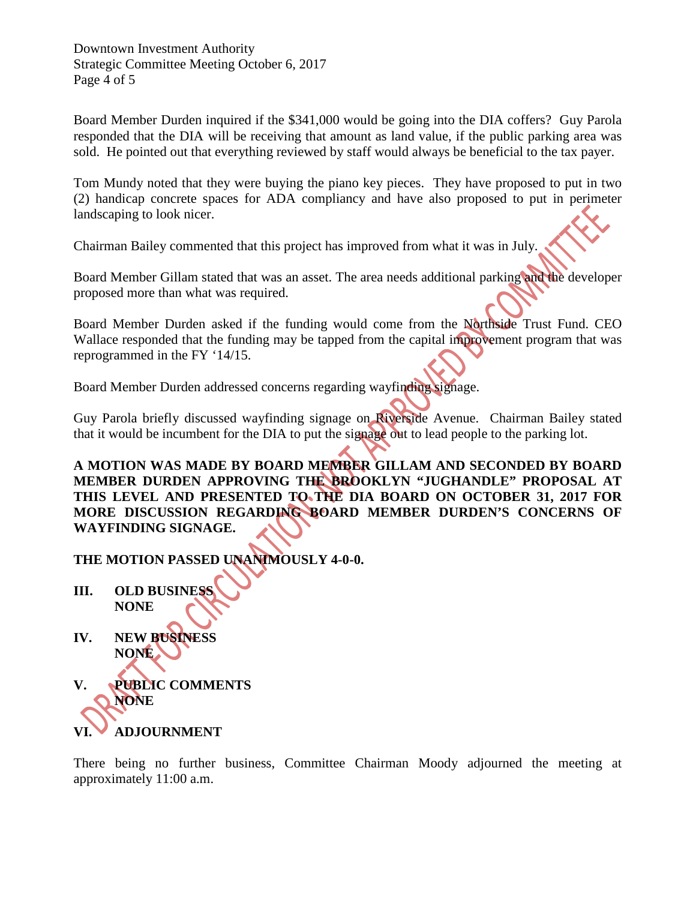Board Member Durden inquired if the $341,000 would be going into the DIA coffers? Guy Parola responded that the DIA will be receiving that amount as land value, if the public parking area was sold. He pointed out that everything reviewed by staff would always be beneficial to the tax payer.

Tom Mundy noted that they were buying the piano key pieces. They have proposed to put in two (2) handicap concrete spaces for ADA compliancy and have also proposed to put in perimeter landscaping to look nicer.

Chairman Bailey commented that this project has improved from what it was in July.

Board Member Gillam stated that was an asset. The area needs additional parking and the developer proposed more than what was required.

Board Member Durden asked if the funding would come from the Northside Trust Fund. CEO Wallace responded that the funding may be tapped from the capital improvement program that was reprogrammed in the FY '14/15.

Board Member Durden addressed concerns regarding wayfinding signage.

Guy Parola briefly discussed wayfinding signage on Riverside Avenue. Chairman Bailey stated that it would be incumbent for the DIA to put the signage out to lead people to the parking lot.

**A MOTION WAS MADE BY BOARD MEMBER GILLAM AND SECONDED BY BOARD MEMBER DURDEN APPROVING THE BROOKLYN "JUGHANDLE" PROPOSAL AT THIS LEVEL AND PRESENTED TO THE DIA BOARD ON OCTOBER 31, 2017 FOR MORE DISCUSSION REGARDING BOARD MEMBER DURDEN'S CONCERNS OF WAYFINDING SIGNAGE.**

**THE MOTION PASSED UNANIMOUSLY 4-0-0.**

## III. OLD BUSINESS
**NONE**

## IV. NEW BUSINESS
**NONE**

## V. PUBLIC COMMENTS
**NONE**

## VI. ADJOURNMENT

There being no further business, Committee Chairman Moody adjourned the meeting at approximately 11:00 a.m.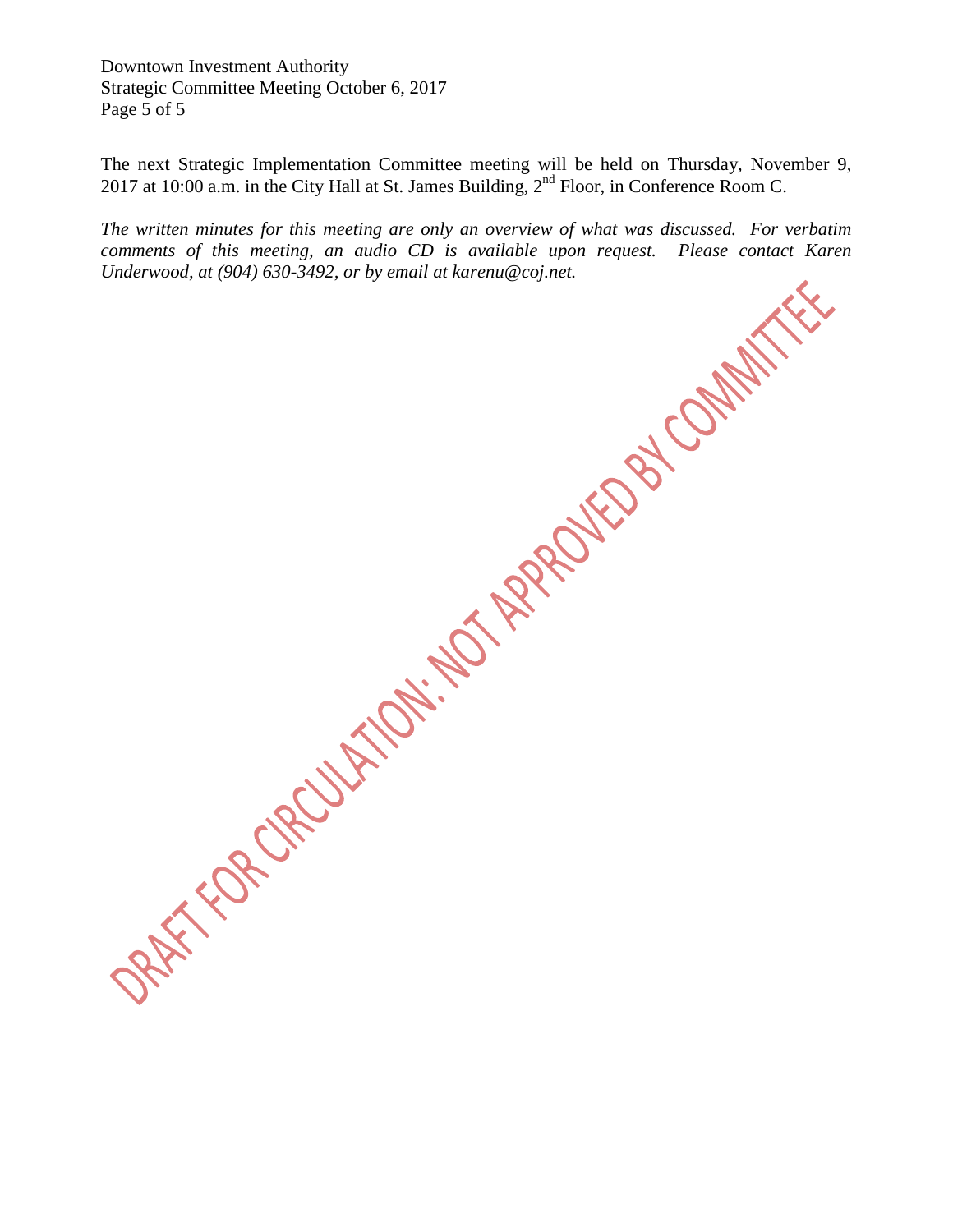The next Strategic Implementation Committee meeting will be held on Thursday, November 9, 2017 at 10:00 a.m. in the City Hall at St. James Building, 2nd Floor, in Conference Room C.

*The written minutes for this meeting are only an overview of what was discussed. For verbatim comments of this meeting, an audio CD is available upon request. Please contact Karen Underwood, at (904) 630-3492, or by email at karenu@coj.net.*

DRAFT FOR CIRCULATION: NOT APPROVED BY COMMITTEE